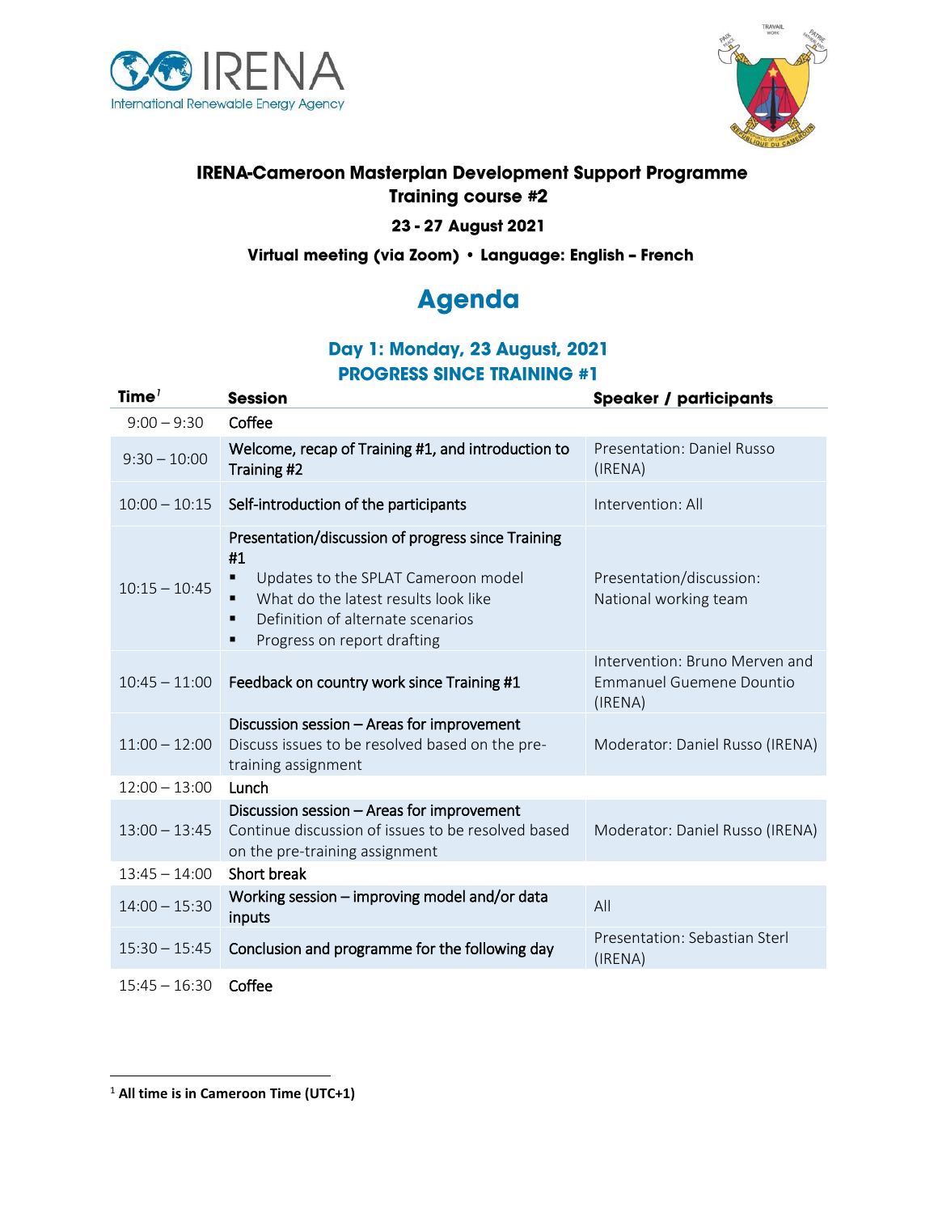# IRENA-Cameroon Masterplan Development Support Programme
## Training course #2

**23 - 27 August 2021**

**Virtual meeting (via Zoom) • Language: English – French**

# Agenda

## Day 1: Monday, 23 August, 2021
## PROGRESS SINCE TRAINING #1

| Time[1] | Session | Speaker / participants |
|---|---|---|
| 9:00 – 9:30 | Coffee | |
| 9:30 – 10:00 | Welcome, recap of Training #1, and introduction to Training #2 | Presentation: Daniel Russo (IRENA) |
| 10:00 – 10:15 | Self-introduction of the participants | Intervention: All |
| 10:15 – 10:45 | Presentation/discussion of progress since Training #1<br>▪ Updates to the SPLAT Cameroon model<br>▪ What do the latest results look like<br>▪ Definition of alternate scenarios<br>▪ Progress on report drafting | Presentation/discussion: National working team |
| 10:45 – 11:00 | Feedback on country work since Training #1 | Intervention: Bruno Merven and Emmanuel Guemene Dountio (IRENA) |
| 11:00 – 12:00 | Discussion session – Areas for improvement<br>Discuss issues to be resolved based on the pre-training assignment | Moderator: Daniel Russo (IRENA) |
| 12:00 – 13:00 | Lunch | |
| 13:00 – 13:45 | Discussion session – Areas for improvement<br>Continue discussion of issues to be resolved based on the pre-training assignment | Moderator: Daniel Russo (IRENA) |
| 13:45 – 14:00 | Short break | |
| 14:00 – 15:30 | Working session – improving model and/or data inputs | All |
| 15:30 – 15:45 | Conclusion and programme for the following day | Presentation: Sebastian Sterl (IRENA) |
| 15:45 – 16:30 | Coffee | |

[1] **All time is in Cameroon Time (UTC+1)**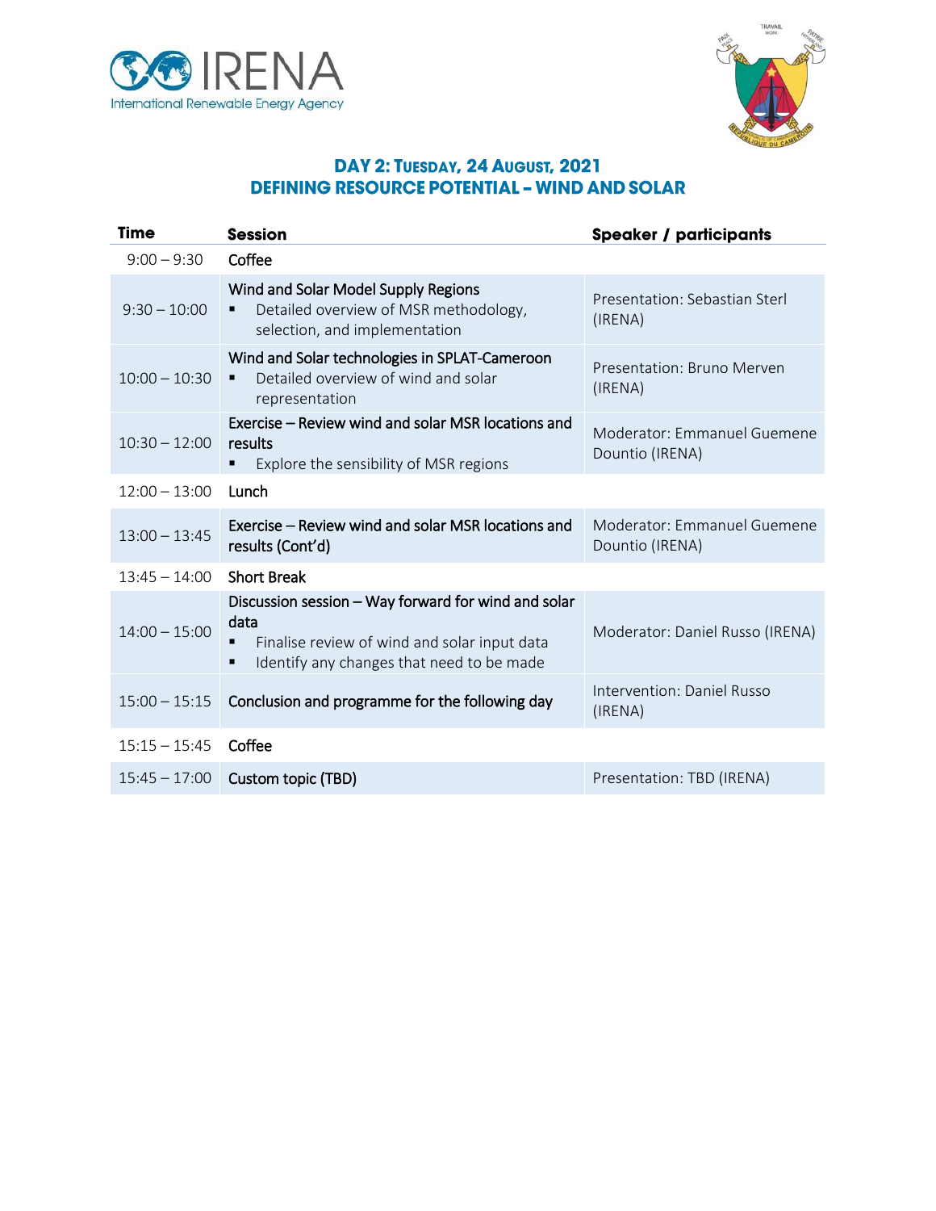## DAY 2: TUESDAY, 24 AUGUST, 2021
## DEFINING RESOURCE POTENTIAL – WIND AND SOLAR

| Time | Session | Speaker / participants |
|---|---|---|
| 9:00 – 9:30 | Coffee | |
| 9:30 – 10:00 | Wind and Solar Model Supply Regions<br>▪ Detailed overview of MSR methodology, selection, and implementation | Presentation: Sebastian Sterl (IRENA) |
| 10:00 – 10:30 | Wind and Solar technologies in SPLAT-Cameroon<br>▪ Detailed overview of wind and solar representation | Presentation: Bruno Merven (IRENA) |
| 10:30 – 12:00 | Exercise – Review wind and solar MSR locations and results<br>▪ Explore the sensibility of MSR regions | Moderator: Emmanuel Guemene Dountio (IRENA) |
| 12:00 – 13:00 | Lunch | |
| 13:00 – 13:45 | Exercise – Review wind and solar MSR locations and results (Cont'd) | Moderator: Emmanuel Guemene Dountio (IRENA) |
| 13:45 – 14:00 | Short Break | |
| 14:00 – 15:00 | Discussion session – Way forward for wind and solar data<br>▪ Finalise review of wind and solar input data<br>▪ Identify any changes that need to be made | Moderator: Daniel Russo (IRENA) |
| 15:00 – 15:15 | Conclusion and programme for the following day | Intervention: Daniel Russo (IRENA) |
| 15:15 – 15:45 | Coffee | |
| 15:45 – 17:00 | Custom topic (TBD) | Presentation: TBD (IRENA) |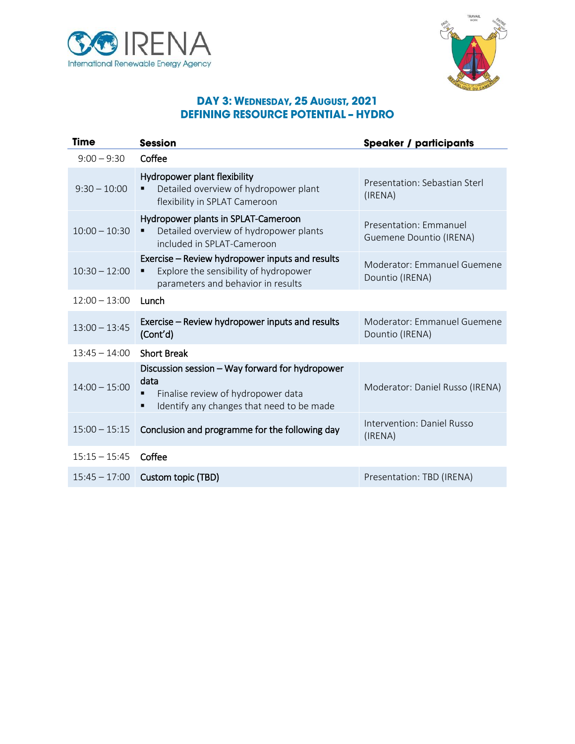## DAY 3: WEDNESDAY, 25 AUGUST, 2021
## DEFINING RESOURCE POTENTIAL – HYDRO

| Time | Session | Speaker / participants |
|---|---|---|
| 9:00 – 9:30 | Coffee | |
| 9:30 – 10:00 | Hydropower plant flexibility<br>▪ Detailed overview of hydropower plant flexibility in SPLAT Cameroon | Presentation: Sebastian Sterl (IRENA) |
| 10:00 – 10:30 | Hydropower plants in SPLAT-Cameroon<br>▪ Detailed overview of hydropower plants included in SPLAT-Cameroon | Presentation: Emmanuel Guemene Dountio (IRENA) |
| 10:30 – 12:00 | Exercise – Review hydropower inputs and results<br>▪ Explore the sensibility of hydropower parameters and behavior in results | Moderator: Emmanuel Guemene Dountio (IRENA) |
| 12:00 – 13:00 | Lunch | |
| 13:00 – 13:45 | Exercise – Review hydropower inputs and results (Cont'd) | Moderator: Emmanuel Guemene Dountio (IRENA) |
| 13:45 – 14:00 | Short Break | |
| 14:00 – 15:00 | Discussion session – Way forward for hydropower data<br>▪ Finalise review of hydropower data<br>▪ Identify any changes that need to be made | Moderator: Daniel Russo (IRENA) |
| 15:00 – 15:15 | Conclusion and programme for the following day | Intervention: Daniel Russo (IRENA) |
| 15:15 – 15:45 | Coffee | |
| 15:45 – 17:00 | Custom topic (TBD) | Presentation: TBD (IRENA) |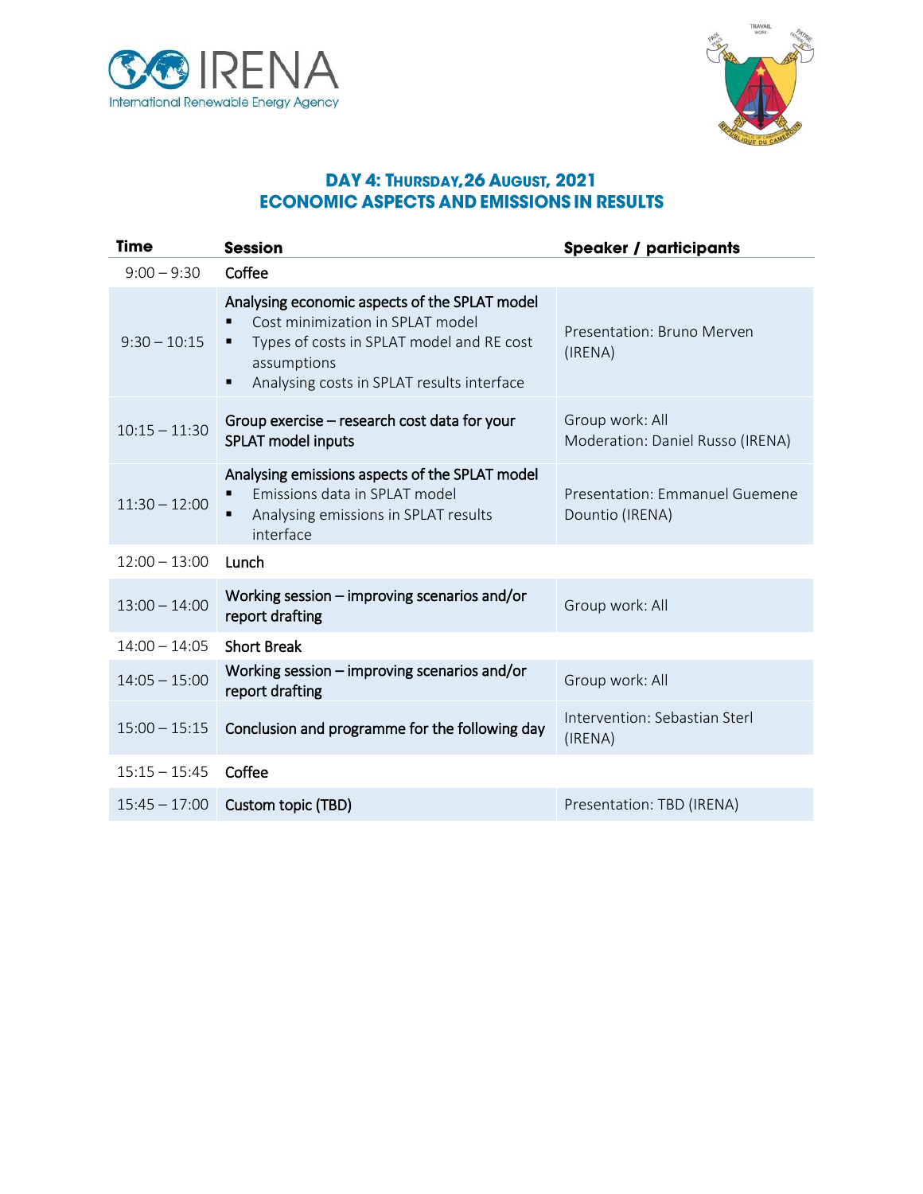## DAY 4: THURSDAY, 26 AUGUST, 2021
## ECONOMIC ASPECTS AND EMISSIONS IN RESULTS

| Time | Session | Speaker / participants |
|---|---|---|
| 9:00 – 9:30 | Coffee | |
| 9:30 – 10:15 | Analysing economic aspects of the SPLAT model<br>▪ Cost minimization in SPLAT model<br>▪ Types of costs in SPLAT model and RE cost assumptions<br>▪ Analysing costs in SPLAT results interface | Presentation: Bruno Merven (IRENA) |
| 10:15 – 11:30 | Group exercise – research cost data for your SPLAT model inputs | Group work: All<br>Moderation: Daniel Russo (IRENA) |
| 11:30 – 12:00 | Analysing emissions aspects of the SPLAT model<br>▪ Emissions data in SPLAT model<br>▪ Analysing emissions in SPLAT results interface | Presentation: Emmanuel Guemene Dountio (IRENA) |
| 12:00 – 13:00 | Lunch | |
| 13:00 – 14:00 | Working session – improving scenarios and/or report drafting | Group work: All |
| 14:00 – 14:05 | Short Break | |
| 14:05 – 15:00 | Working session – improving scenarios and/or report drafting | Group work: All |
| 15:00 – 15:15 | Conclusion and programme for the following day | Intervention: Sebastian Sterl (IRENA) |
| 15:15 – 15:45 | Coffee | |
| 15:45 – 17:00 | Custom topic (TBD) | Presentation: TBD (IRENA) |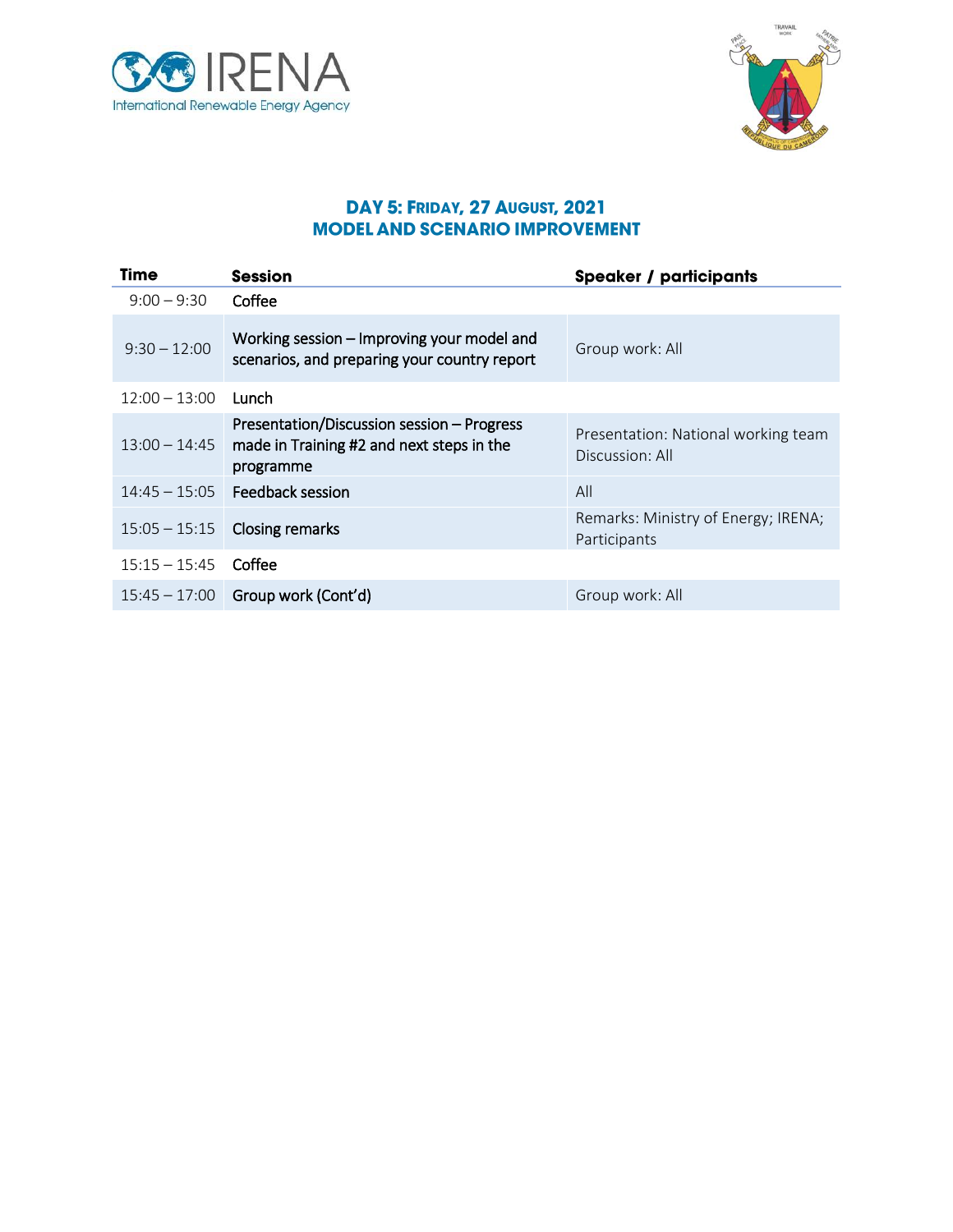## DAY 5: FRIDAY, 27 AUGUST, 2021
## MODEL AND SCENARIO IMPROVEMENT

| Time | Session | Speaker / participants |
|---|---|---|
| 9:00 – 9:30 | Coffee | |
| 9:30 – 12:00 | Working session – Improving your model and scenarios, and preparing your country report | Group work: All |
| 12:00 – 13:00 | Lunch | |
| 13:00 – 14:45 | Presentation/Discussion session – Progress made in Training #2 and next steps in the programme | Presentation: National working team<br>Discussion: All |
| 14:45 – 15:05 | Feedback session | All |
| 15:05 – 15:15 | Closing remarks | Remarks: Ministry of Energy; IRENA; Participants |
| 15:15 – 15:45 | Coffee | |
| 15:45 – 17:00 | Group work (Cont'd) | Group work: All |